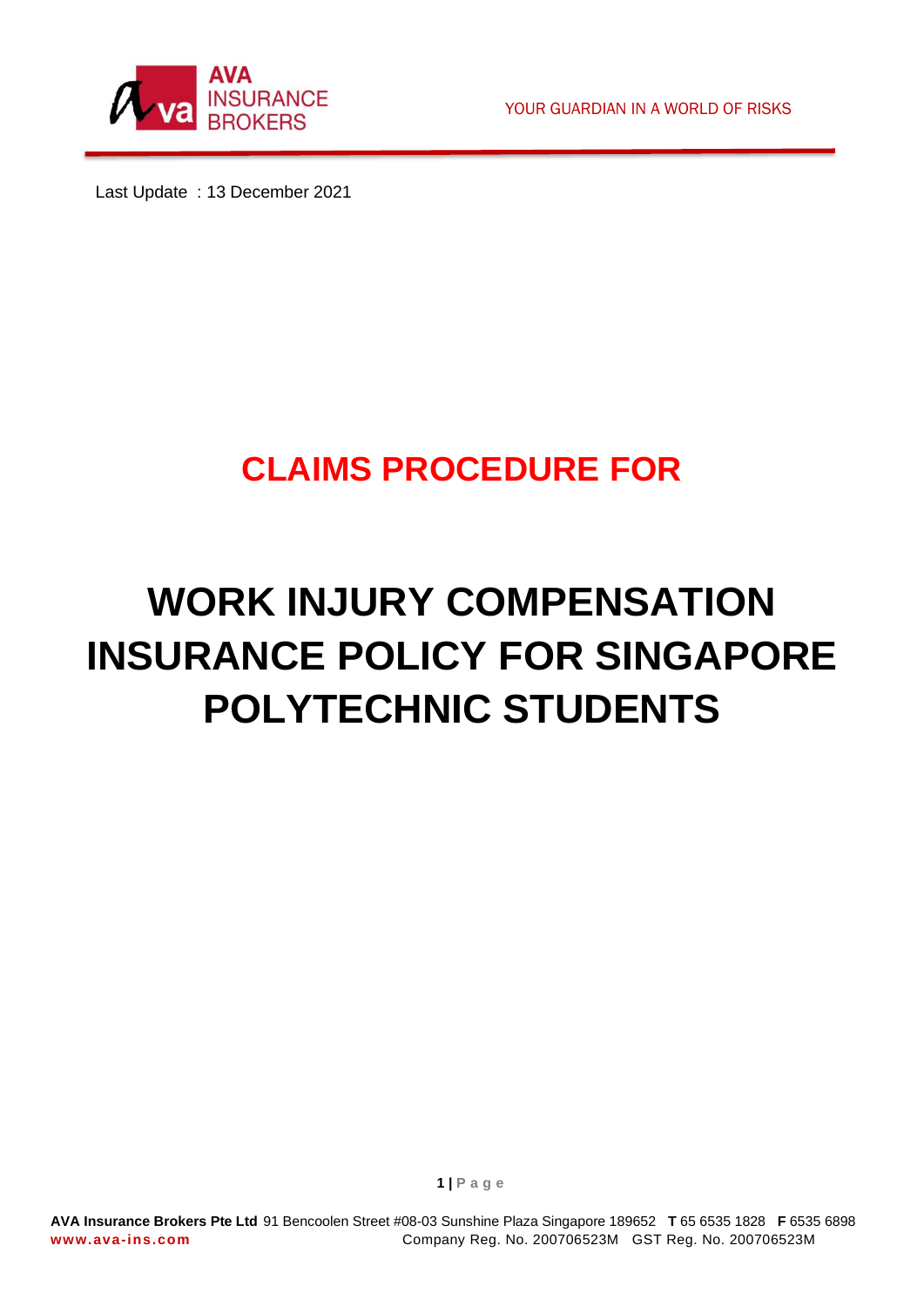Last Update : 13 December 2021

# CLAIMS PROCEDURE FOR

# WORK INJURY COMPENSATION INSURANCE POLICY FOR SINGAPORE POLYTECHNIC STUDENTS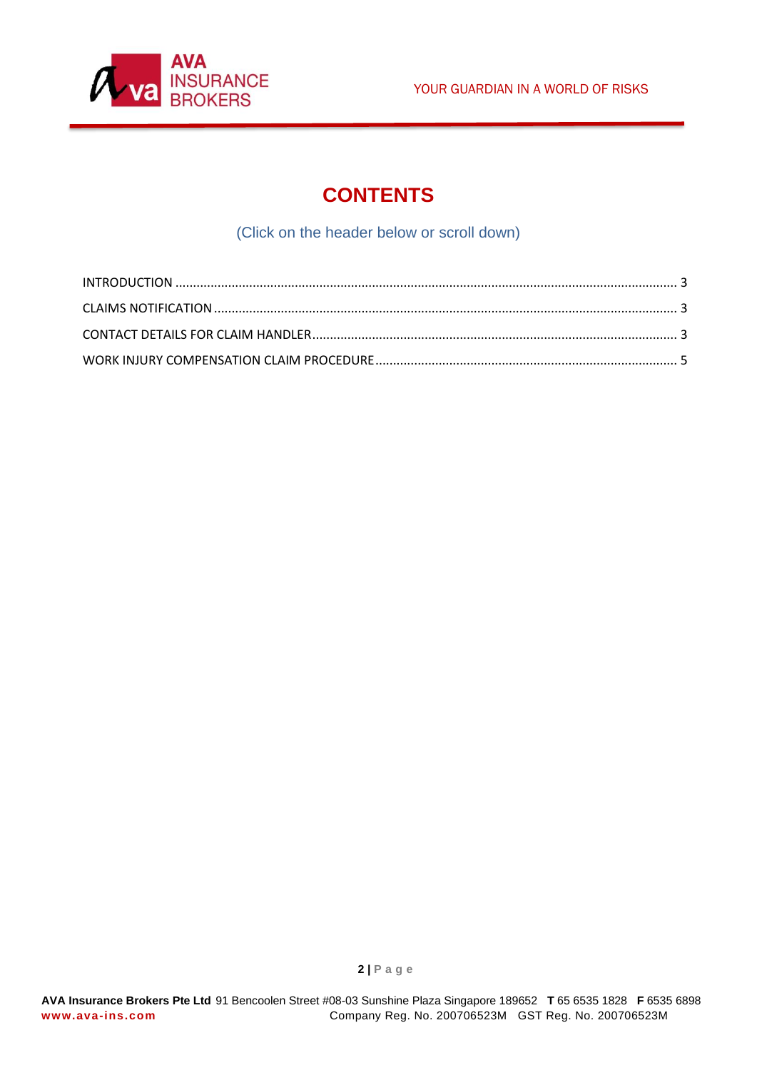# CONTENTS

(Click on the header below or scroll down)

INTRODUCTION ........................................................................................................................................ 3

CLAIMS NOTIFICATION ............................................................................................................................. 3

CONTACT DETAILS FOR CLAIM HANDLER .................................................................................................. 3

WORK INJURY COMPENSATION CLAIM PROCEDURE ................................................................................ 5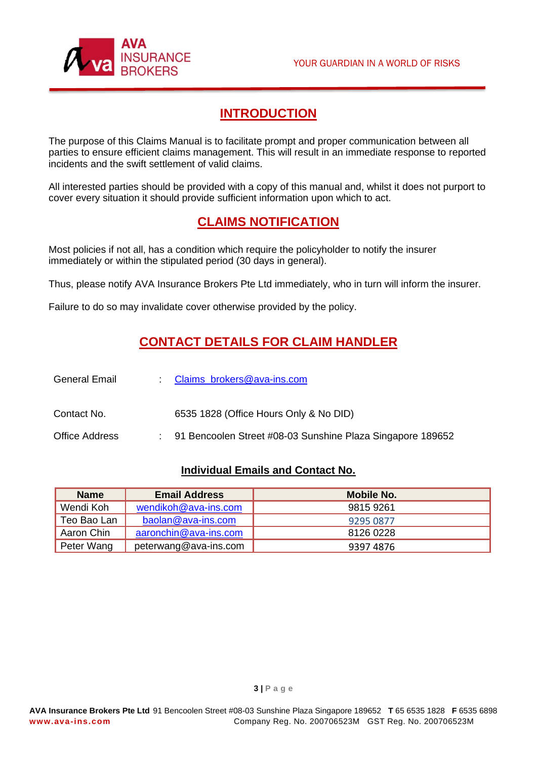## INTRODUCTION

The purpose of this Claims Manual is to facilitate prompt and proper communication between all parties to ensure efficient claims management. This will result in an immediate response to reported incidents and the swift settlement of valid claims.

All interested parties should be provided with a copy of this manual and, whilst it does not purport to cover every situation it should provide sufficient information upon which to act.

## CLAIMS NOTIFICATION

Most policies if not all, has a condition which require the policyholder to notify the insurer immediately or within the stipulated period (30 days in general).

Thus, please notify AVA Insurance Brokers Pte Ltd immediately, who in turn will inform the insurer.

Failure to do so may invalidate cover otherwise provided by the policy.

## CONTACT DETAILS FOR CLAIM HANDLER

General Email : Claims_brokers@ava-ins.com

Contact No. 6535 1828 (Office Hours Only & No DID)

Office Address : 91 Bencoolen Street #08-03 Sunshine Plaza Singapore 189652

### Individual Emails and Contact No.

| Name | Email Address | Mobile No. |
|---|---|---|
| Wendi Koh | wendikoh@ava-ins.com | 9815 9261 |
| Teo Bao Lan | baolan@ava-ins.com | 9295 0877 |
| Aaron Chin | aaronchin@ava-ins.com | 8126 0228 |
| Peter Wang | peterwang@ava-ins.com | 9397 4876 |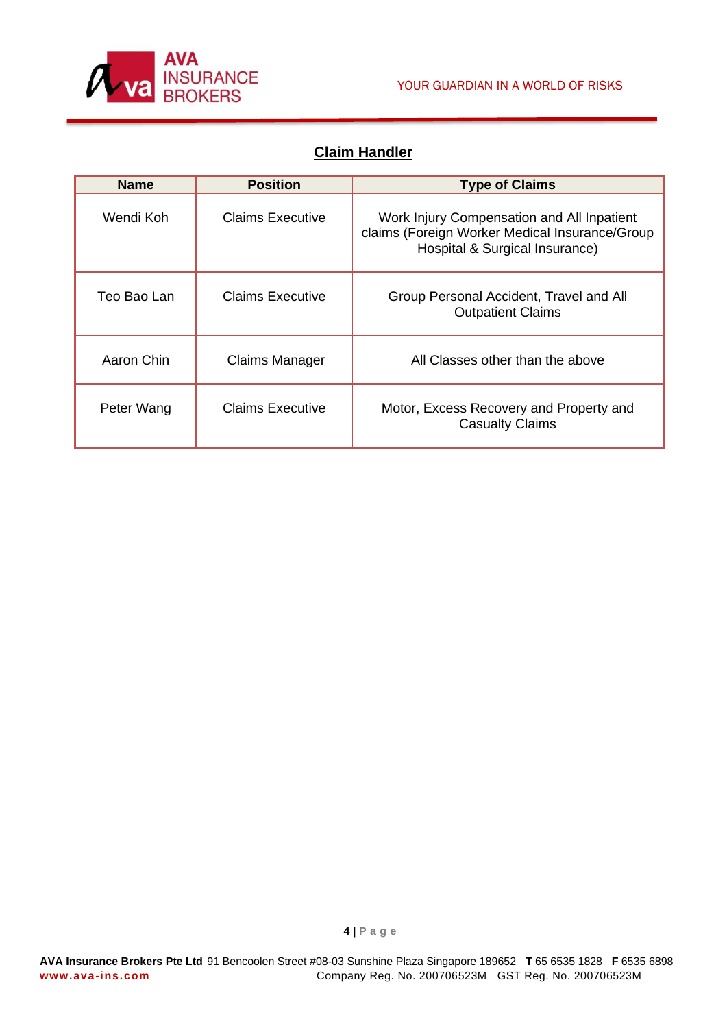## Claim Handler

| Name | Position | Type of Claims |
|---|---|---|
| Wendi Koh | Claims Executive | Work Injury Compensation and All Inpatient claims (Foreign Worker Medical Insurance/Group Hospital & Surgical Insurance) |
| Teo Bao Lan | Claims Executive | Group Personal Accident, Travel and All Outpatient Claims |
| Aaron Chin | Claims Manager | All Classes other than the above |
| Peter Wang | Claims Executive | Motor, Excess Recovery and Property and Casualty Claims |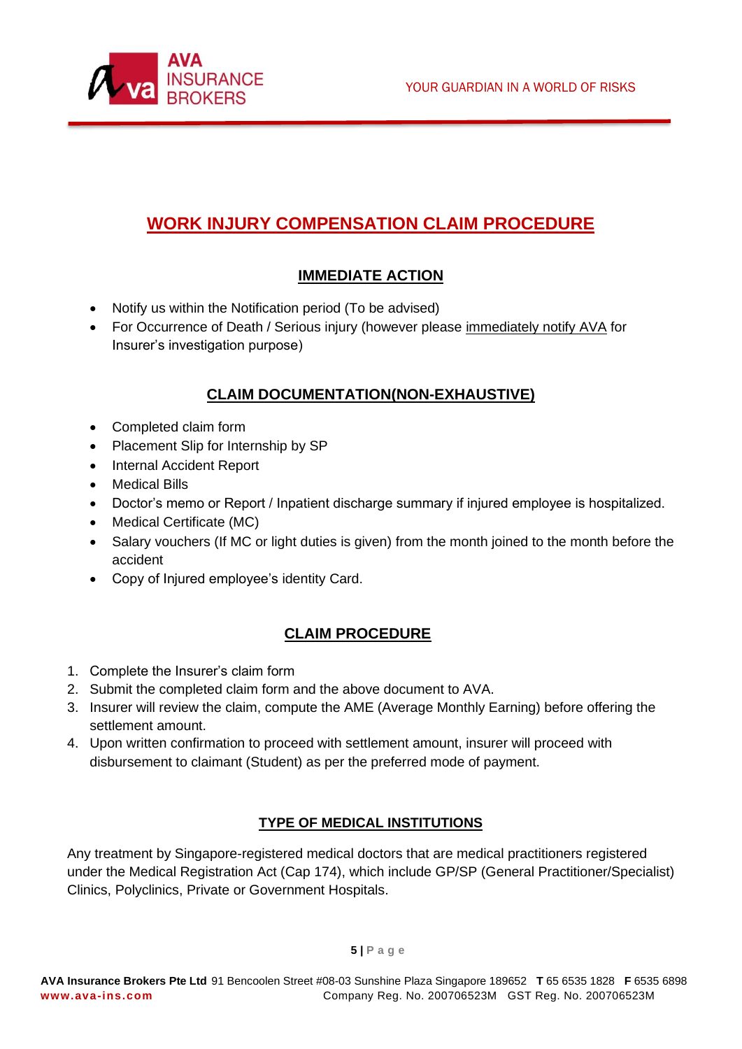# WORK INJURY COMPENSATION CLAIM PROCEDURE

## IMMEDIATE ACTION

- Notify us within the Notification period (To be advised)
- For Occurrence of Death / Serious injury (however please immediately notify AVA for Insurer's investigation purpose)

## CLAIM DOCUMENTATION(NON-EXHAUSTIVE)

- Completed claim form
- Placement Slip for Internship by SP
- Internal Accident Report
- Medical Bills
- Doctor's memo or Report / Inpatient discharge summary if injured employee is hospitalized.
- Medical Certificate (MC)
- Salary vouchers (If MC or light duties is given) from the month joined to the month before the accident
- Copy of Injured employee's identity Card.

## CLAIM PROCEDURE

1. Complete the Insurer's claim form
2. Submit the completed claim form and the above document to AVA.
3. Insurer will review the claim, compute the AME (Average Monthly Earning) before offering the settlement amount.
4. Upon written confirmation to proceed with settlement amount, insurer will proceed with disbursement to claimant (Student) as per the preferred mode of payment.

## TYPE OF MEDICAL INSTITUTIONS

Any treatment by Singapore-registered medical doctors that are medical practitioners registered under the Medical Registration Act (Cap 174), which include GP/SP (General Practitioner/Specialist) Clinics, Polyclinics, Private or Government Hospitals.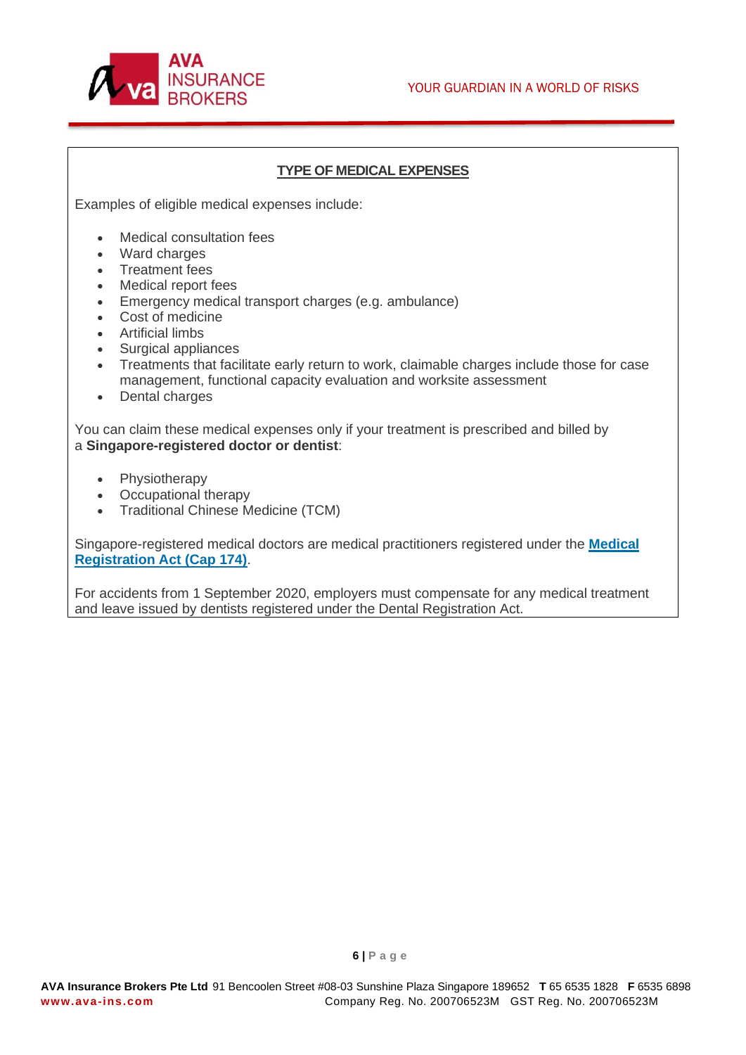## TYPE OF MEDICAL EXPENSES

Examples of eligible medical expenses include:

- Medical consultation fees
- Ward charges
- Treatment fees
- Medical report fees
- Emergency medical transport charges (e.g. ambulance)
- Cost of medicine
- Artificial limbs
- Surgical appliances
- Treatments that facilitate early return to work, claimable charges include those for case management, functional capacity evaluation and worksite assessment
- Dental charges

You can claim these medical expenses only if your treatment is prescribed and billed by a **Singapore-registered doctor or dentist**:

- Physiotherapy
- Occupational therapy
- Traditional Chinese Medicine (TCM)

Singapore-registered medical doctors are medical practitioners registered under the **Medical Registration Act (Cap 174)**.

For accidents from 1 September 2020, employers must compensate for any medical treatment and leave issued by dentists registered under the Dental Registration Act.